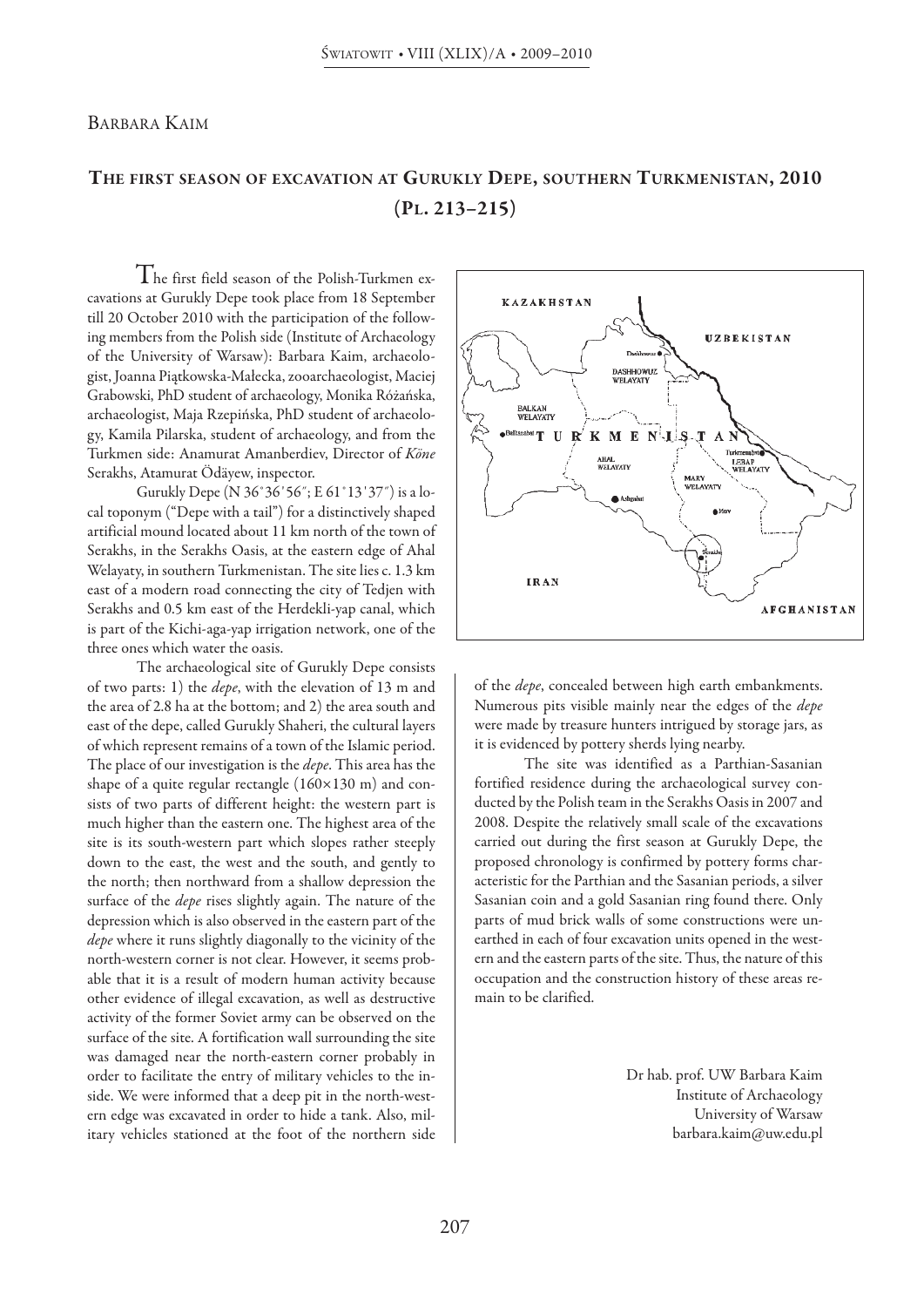Barbara Kaim

# The first season of excavation at Gurukly Depe, southern Turkmenistan, 2010 (Pl. 213–215)

The first field season of the Polish-Turkmen excavations at Gurukly Depe took place from 18 September till 20 October 2010 with the participation of the following members from the Polish side (Institute of Archaeology of the University of Warsaw): Barbara Kaim, archaeologist, Joanna Piątkowska-Małecka, zooarchaeologist, Maciej Grabowski, PhD student of archaeology, Monika Różańska, archaeologist, Maja Rzepińska, PhD student of archaeology, Kamila Pilarska, student of archaeology, and from the Turkmen side: Anamurat Amanberdiev, Director of *Köne* Serakhs, Atamurat Ödäyew, inspector.

Gurukly Depe (N 36°36′56″; E 61°13′37″) is a local toponym ("Depe with a tail") for a distinctively shaped artificial mound located about 11 km north of the town of Serakhs, in the Serakhs Oasis, at the eastern edge of Ahal Welayaty, in southern Turkmenistan. The site lies c. 1.3 km east of a modern road connecting the city of Tedjen with Serakhs and 0.5 km east of the Herdekli-yap canal, which is part of the Kichi-aga-yap irrigation network, one of the three ones which water the oasis.

The archaeological site of Gurukly Depe consists of two parts: 1) the *depe*, with the elevation of 13 m and the area of 2.8 ha at the bottom; and 2) the area south and east of the depe, called Gurukly Shaheri, the cultural layers of which represent remains of a town of the Islamic period. The place of our investigation is the *depe*. This area has the shape of a quite regular rectangle (160×130 m) and consists of two parts of different height: the western part is much higher than the eastern one. The highest area of the site is its south-western part which slopes rather steeply down to the east, the west and the south, and gently to the north; then northward from a shallow depression the surface of the *depe* rises slightly again. The nature of the depression which is also observed in the eastern part of the *depe* where it runs slightly diagonally to the vicinity of the north-western corner is not clear. However, it seems probable that it is a result of modern human activity because other evidence of illegal excavation, as well as destructive activity of the former Soviet army can be observed on the surface of the site. A fortification wall surrounding the site was damaged near the north-eastern corner probably in order to facilitate the entry of military vehicles to the inside. We were informed that a deep pit in the north-western edge was excavated in order to hide a tank. Also, military vehicles stationed at the foot of the northern side of the *depe*, concealed between high earth embankments. Numerous pits visible mainly near the edges of the *depe* were made by treasure hunters intrigued by storage jars, as it is evidenced by pottery sherds lying nearby.

The site was identified as a Parthian-Sasanian fortified residence during the archaeological survey conducted by the Polish team in the Serakhs Oasis in 2007 and 2008. Despite the relatively small scale of the excavations carried out during the first season at Gurukly Depe, the proposed chronology is confirmed by pottery forms characteristic for the Parthian and the Sasanian periods, a silver Sasanian coin and a gold Sasanian ring found there. Only parts of mud brick walls of some constructions were unearthed in each of four excavation units opened in the western and the eastern parts of the site. Thus, the nature of this occupation and the construction history of these areas remain to be clarified.

Dr hab. prof. UW Barbara Kaim
Institute of Archaeology
University of Warsaw
barbara.kaim@uw.edu.pl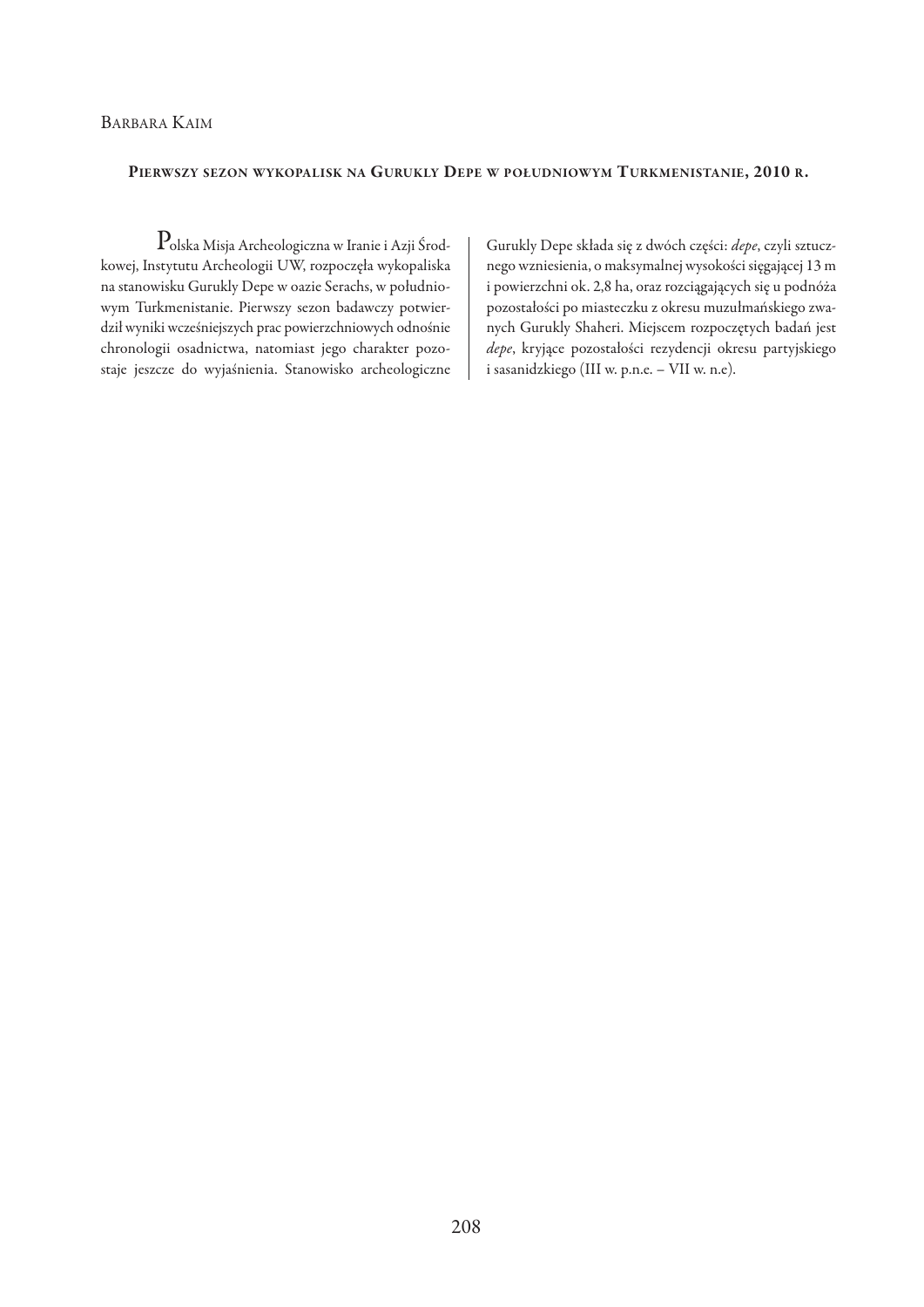Barbara Kaim

**Pierwszy sezon wykopalisk na Gurukly Depe w południowym Turkmenistanie, 2010 r.**

Polska Misja Archeologiczna w Iranie i Azji Środkowej, Instytutu Archeologii UW, rozpoczęła wykopaliska na stanowisku Gurukly Depe w oazie Serachs, w południowym Turkmenistanie. Pierwszy sezon badawczy potwierdził wyniki wcześniejszych prac powierzchniowych odnośnie chronologii osadnictwa, natomiast jego charakter pozostaje jeszcze do wyjaśnienia. Stanowisko archeologiczne Gurukly Depe składa się z dwóch części: *depe*, czyli sztucznego wzniesienia, o maksymalnej wysokości sięgającej 13 m i powierzchni ok. 2,8 ha, oraz rozciągających się u podnóża pozostałości po miasteczku z okresu muzułmańskiego zwanych Gurukly Shaheri. Miejscem rozpoczętych badań jest *depe*, kryjące pozostałości rezydencji okresu partyjskiego i sasanidzkiego (III w. p.n.e. – VII w. n.e).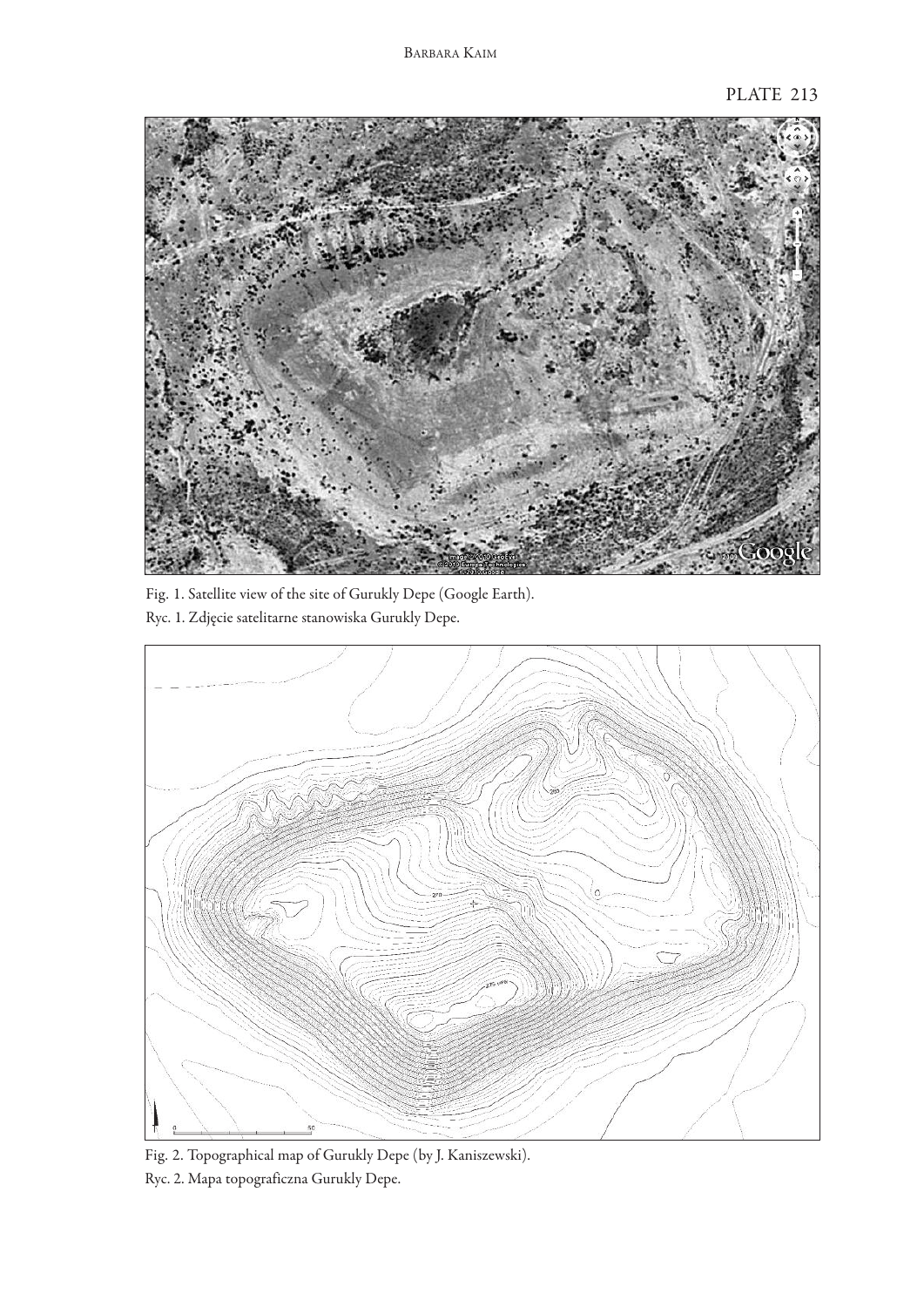PLATE 213

Fig. 1. Satellite view of the site of Gurukly Depe (Google Earth).

Ryc. 1. Zdjęcie satelitarne stanowiska Gurukly Depe.

Fig. 2. Topographical map of Gurukly Depe (by J. Kaniszewski).

Ryc. 2. Mapa topograficzna Gurukly Depe.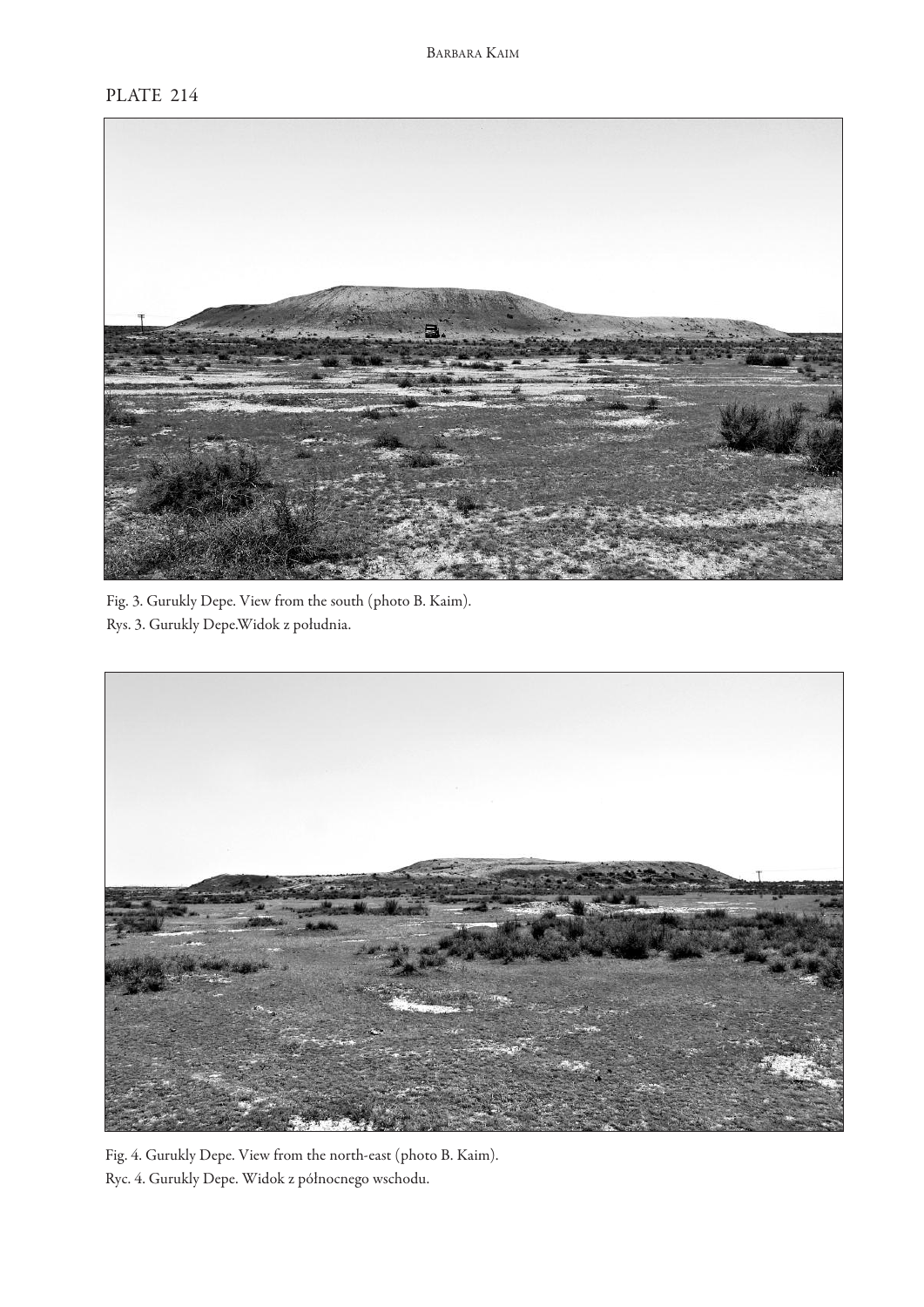PLATE 214

Fig. 3. Gurukly Depe. View from the south (photo B. Kaim).
Rys. 3. Gurukly Depe.Widok z południa.

Fig. 4. Gurukly Depe. View from the north-east (photo B. Kaim).
Ryc. 4. Gurukly Depe. Widok z północnego wschodu.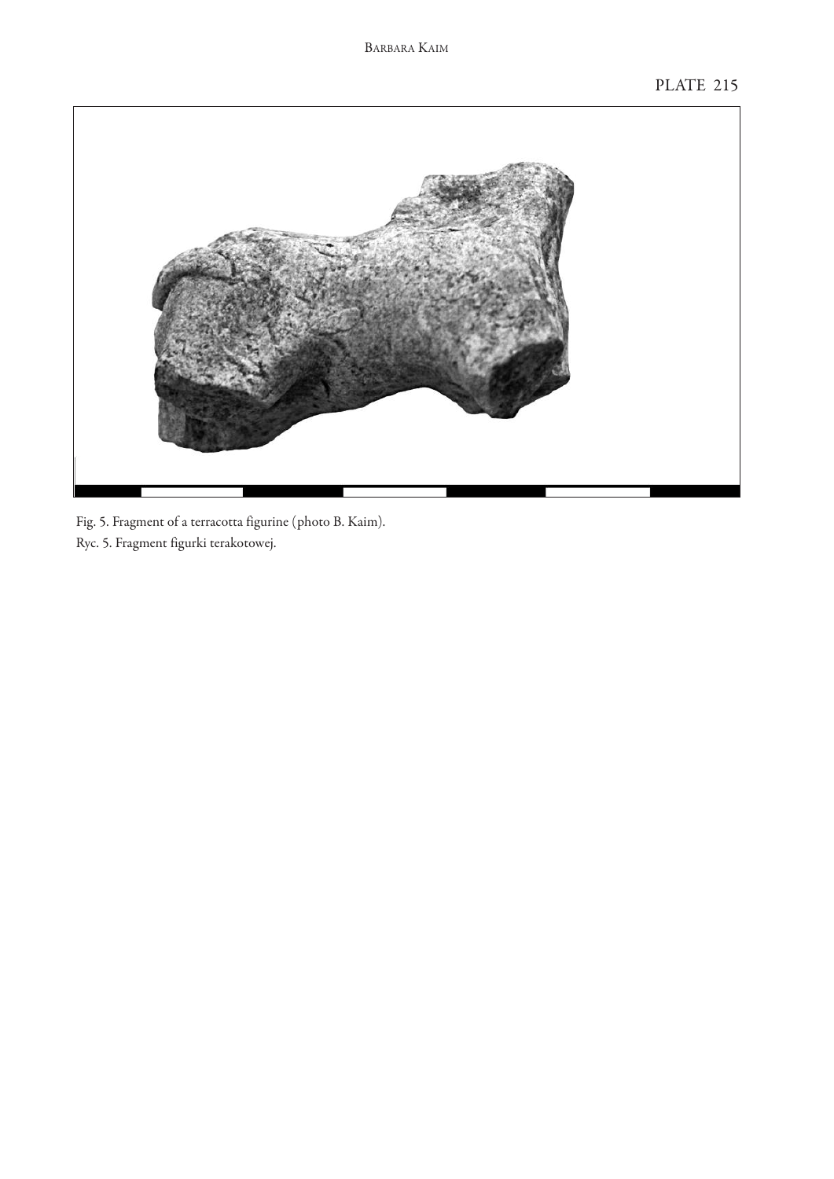PLATE 215

Fig. 5. Fragment of a terracotta figurine (photo B. Kaim).

Ryc. 5. Fragment figurki terakotowej.